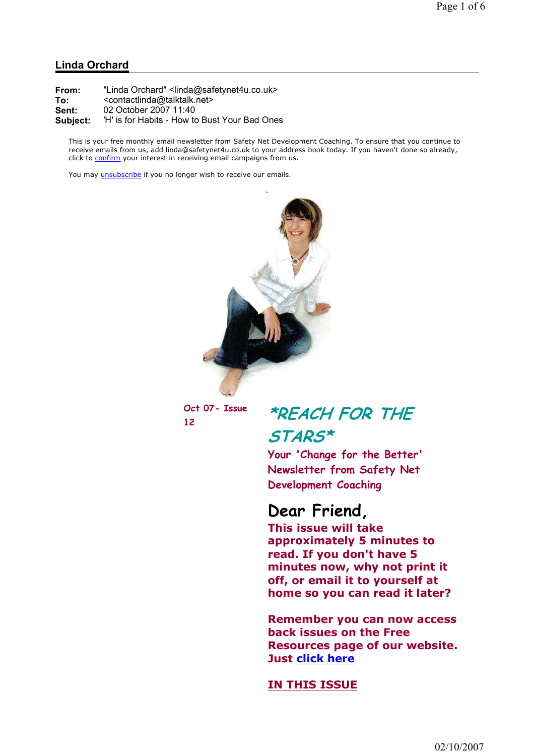## Linda Orchard

**From:** "Linda Orchard" <linda@safetynet4u.co.uk>
**To:** <contactlinda@talktalk.net>
**Sent:** 02 October 2007 11:40
**Subject:** 'H' is for Habits - How to Bust Your Bad Ones

This is your free monthly email newsletter from Safety Net Development Coaching. To ensure that you continue to receive emails from us, add linda@safetynet4u.co.uk to your address book today. If you haven't done so already, click to confirm your interest in receiving email campaigns from us.

You may unsubscribe if you no longer wish to receive our emails.

Oct 07- Issue 12

# *REACH FOR THE STARS*

Your 'Change for the Better' Newsletter from Safety Net Development Coaching

## Dear Friend,

**This issue will take approximately 5 minutes to read. If you don't have 5 minutes now, why not print it off, or email it to yourself at home so you can read it later?**

**Remember you can now access back issues on the Free Resources page of our website. Just click here**

**IN THIS ISSUE**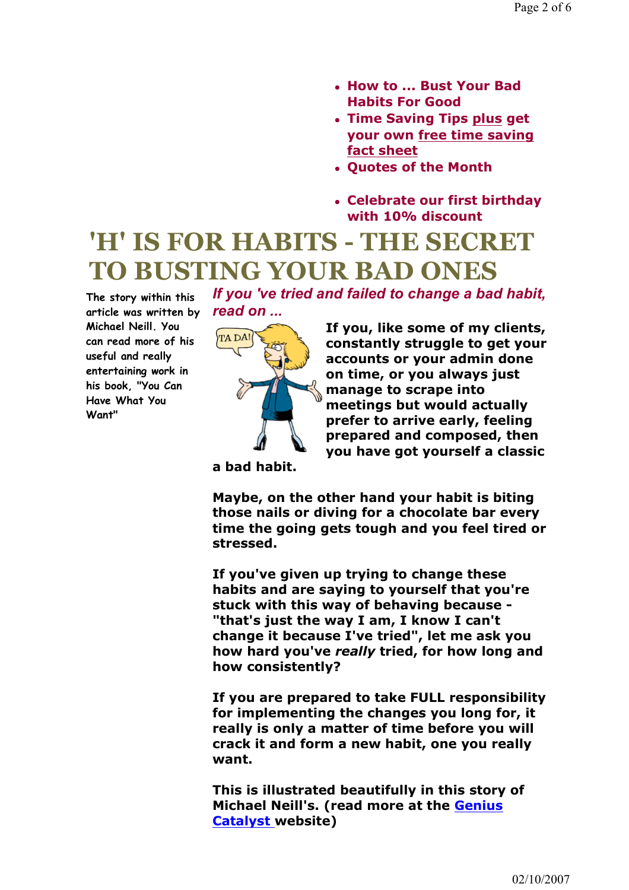- **How to ... Bust Your Bad Habits For Good**
- **Time Saving Tips plus get your own free time saving fact sheet**
- **Quotes of the Month**

- **Celebrate our first birthday with 10% discount**

# 'H' IS FOR HABITS - THE SECRET TO BUSTING YOUR BAD ONES

The story within this article was written by Michael Neill. You can read more of his useful and really entertaining work in his book, "You Can Have What You Want"

***If you 've tried and failed to change a bad habit, read on ...***

**If you, like some of my clients, constantly struggle to get your accounts or your admin done on time, or you always just manage to scrape into meetings but would actually prefer to arrive early, feeling prepared and composed, then you have got yourself a classic a bad habit.**

**Maybe, on the other hand your habit is biting those nails or diving for a chocolate bar every time the going gets tough and you feel tired or stressed.**

**If you've given up trying to change these habits and are saying to yourself that you're stuck with this way of behaving because - "that's just the way I am, I know I can't change it because I've tried", let me ask you how hard you've *really* tried, for how long and how consistently?**

**If you are prepared to take FULL responsibility for implementing the changes you long for, it really is only a matter of time before you will crack it and form a new habit, one you really want.**

**This is illustrated beautifully in this story of Michael Neill's. (read more at the Genius Catalyst website)**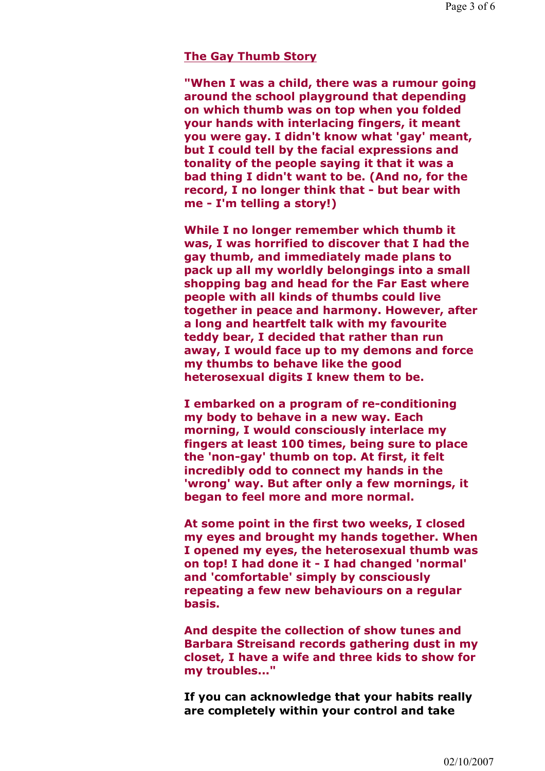## The Gay Thumb Story

**"When I was a child, there was a rumour going around the school playground that depending on which thumb was on top when you folded your hands with interlacing fingers, it meant you were gay. I didn't know what 'gay' meant, but I could tell by the facial expressions and tonality of the people saying it that it was a bad thing I didn't want to be. (And no, for the record, I no longer think that - but bear with me - I'm telling a story!)**

**While I no longer remember which thumb it was, I was horrified to discover that I had the gay thumb, and immediately made plans to pack up all my worldly belongings into a small shopping bag and head for the Far East where people with all kinds of thumbs could live together in peace and harmony. However, after a long and heartfelt talk with my favourite teddy bear, I decided that rather than run away, I would face up to my demons and force my thumbs to behave like the good heterosexual digits I knew them to be.**

**I embarked on a program of re-conditioning my body to behave in a new way. Each morning, I would consciously interlace my fingers at least 100 times, being sure to place the 'non-gay' thumb on top. At first, it felt incredibly odd to connect my hands in the 'wrong' way. But after only a few mornings, it began to feel more and more normal.**

**At some point in the first two weeks, I closed my eyes and brought my hands together. When I opened my eyes, the heterosexual thumb was on top! I had done it - I had changed 'normal' and 'comfortable' simply by consciously repeating a few new behaviours on a regular basis.**

**And despite the collection of show tunes and Barbara Streisand records gathering dust in my closet, I have a wife and three kids to show for my troubles..."**

**If you can acknowledge that your habits really are completely within your control and take**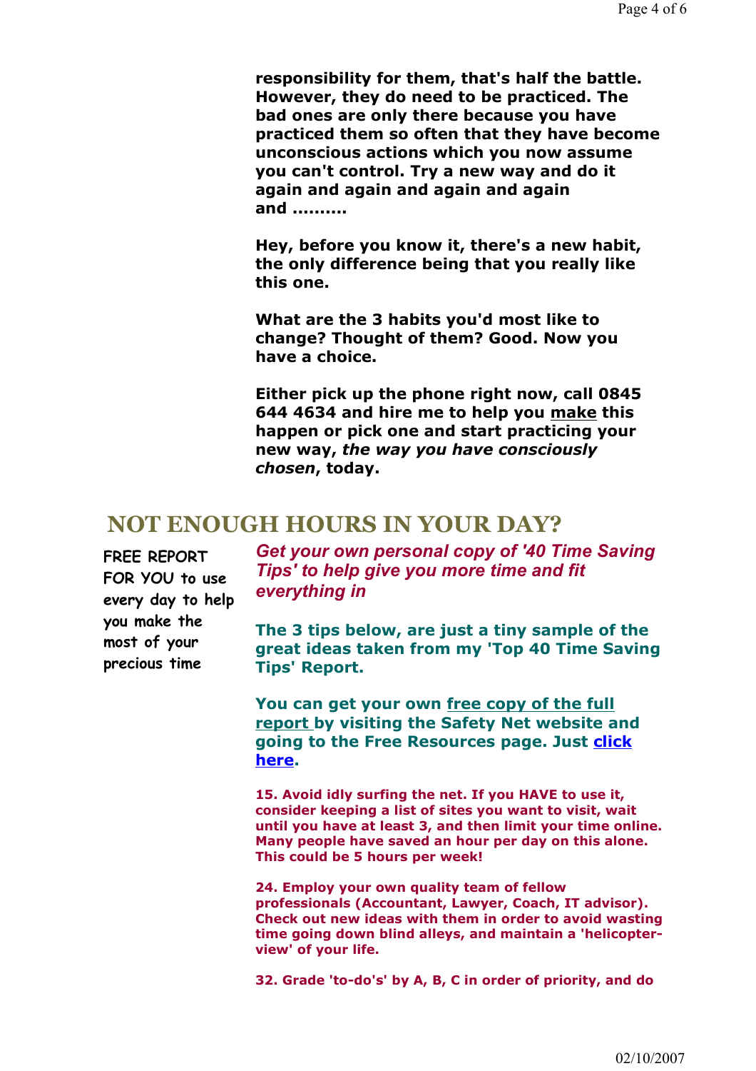**responsibility for them, that's half the battle. However, they do need to be practiced. The bad ones are only there because you have practiced them so often that they have become unconscious actions which you now assume you can't control. Try a new way and do it again and again and again and again and ..........**

**Hey, before you know it, there's a new habit, the only difference being that you really like this one.**

**What are the 3 habits you'd most like to change? Thought of them? Good. Now you have a choice.**

**Either pick up the phone right now, call 0845 644 4634 and hire me to help you make this happen or pick one and start practicing your new way, *the way you have consciously chosen*, today.**

## NOT ENOUGH HOURS IN YOUR DAY?

FREE REPORT FOR YOU to use every day to help you make the most of your precious time

***Get your own personal copy of '40 Time Saving Tips' to help give you more time and fit everything in***

**The 3 tips below, are just a tiny sample of the great ideas taken from my 'Top 40 Time Saving Tips' Report.**

**You can get your own free copy of the full report by visiting the Safety Net website and going to the Free Resources page. Just click here.**

**15. Avoid idly surfing the net. If you HAVE to use it, consider keeping a list of sites you want to visit, wait until you have at least 3, and then limit your time online. Many people have saved an hour per day on this alone. This could be 5 hours per week!**

**24. Employ your own quality team of fellow professionals (Accountant, Lawyer, Coach, IT advisor). Check out new ideas with them in order to avoid wasting time going down blind alleys, and maintain a 'helicopter-view' of your life.**

**32. Grade 'to-do's' by A, B, C in order of priority, and do**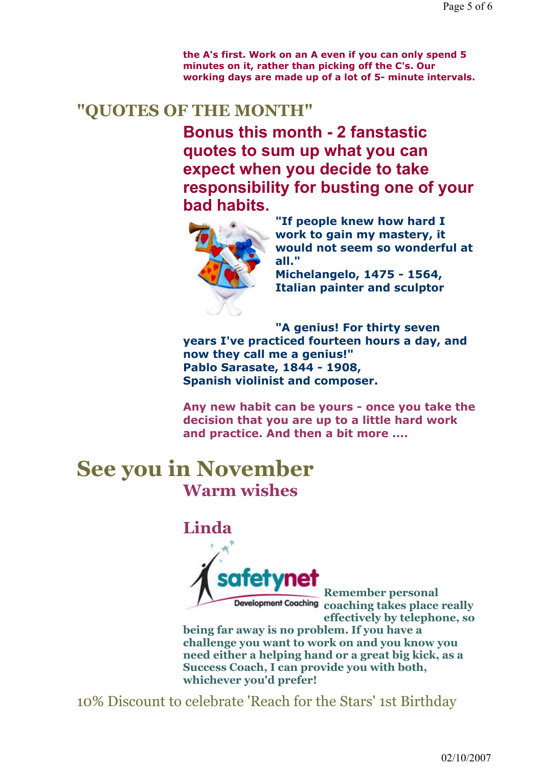**the A's first. Work on an A even if you can only spend 5 minutes on it, rather than picking off the C's. Our working days are made up of a lot of 5- minute intervals.**

## "QUOTES OF THE MONTH"

### Bonus this month - 2 fanstastic quotes to sum up what you can expect when you decide to take responsibility for busting one of your bad habits.

**"If people knew how hard I work to gain my mastery, it would not seem so wonderful at all."**
**Michelangelo, 1475 - 1564, Italian painter and sculptor**

**"A genius! For thirty seven years I've practiced fourteen hours a day, and now they call me a genius!"**
**Pablo Sarasate, 1844 - 1908, Spanish violinist and composer.**

**Any new habit can be yours - once you take the decision that you are up to a little hard work and practice. And then a bit more ....**

# See you in November

## Warm wishes

## Linda

safetynet Development Coaching

**Remember personal coaching takes place really effectively by telephone, so being far away is no problem. If you have a challenge you want to work on and you know you need either a helping hand or a great big kick, as a Success Coach, I can provide you with both, whichever you'd prefer!**

10% Discount to celebrate 'Reach for the Stars' 1st Birthday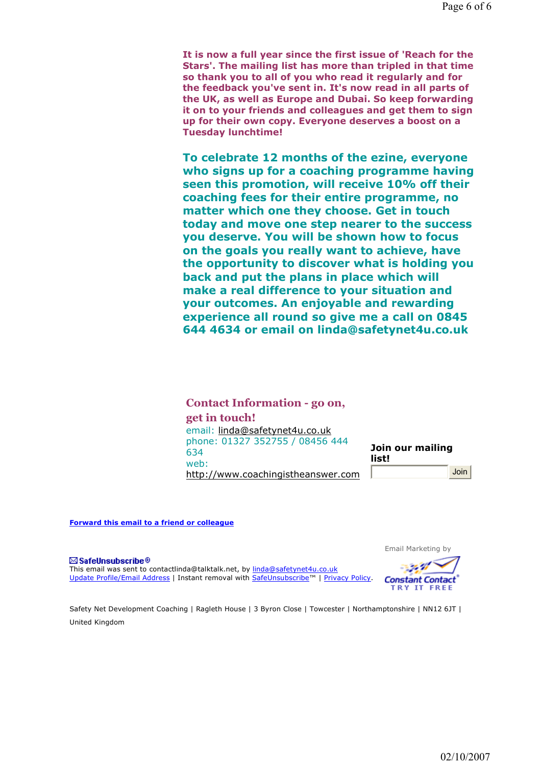**It is now a full year since the first issue of 'Reach for the Stars'. The mailing list has more than tripled in that time so thank you to all of you who read it regularly and for the feedback you've sent in. It's now read in all parts of the UK, as well as Europe and Dubai. So keep forwarding it on to your friends and colleagues and get them to sign up for their own copy. Everyone deserves a boost on a Tuesday lunchtime!**

**To celebrate 12 months of the ezine, everyone who signs up for a coaching programme having seen this promotion, will receive 10% off their coaching fees for their entire programme, no matter which one they choose. Get in touch today and move one step nearer to the success you deserve. You will be shown how to focus on the goals you really want to achieve, have the opportunity to discover what is holding you back and put the plans in place which will make a real difference to your situation and your outcomes. An enjoyable and rewarding experience all round so give me a call on 0845 644 4634 or email on linda@safetynet4u.co.uk**

## Contact Information - go on, get in touch!

email: linda@safetynet4u.co.uk
phone: 01327 352755 / 08456 444 634
web: http://www.coachingistheanswer.com

**Join our mailing list!**

Join

**Forward this email to a friend or colleague**

SafeUnsubscribe®
This email was sent to contactlinda@talktalk.net, by linda@safetynet4u.co.uk
Update Profile/Email Address | Instant removal with SafeUnsubscribe™ | Privacy Policy.

Email Marketing by Constant Contact TRY IT FREE

Safety Net Development Coaching | Ragleth House | 3 Byron Close | Towcester | Northamptonshire | NN12 6JT | United Kingdom